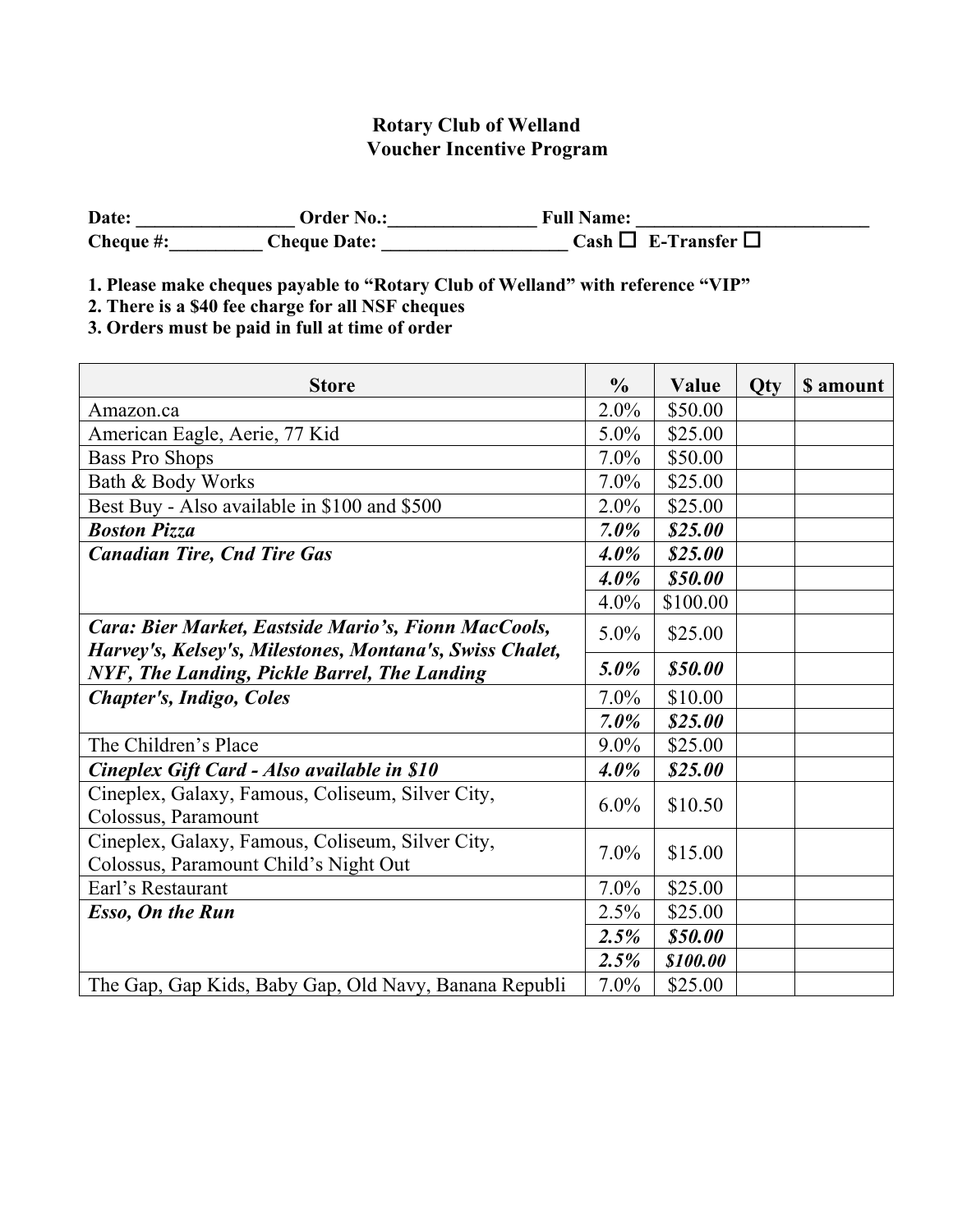# Rotary Club of Welland
## Voucher Incentive Program

**Date: _________________ Order No.:________________ Full Name: __________________________**
**Cheque #:__________ Cheque Date: ____________________ Cash ☐ E-Transfer ☐**

**1. Please make cheques payable to "Rotary Club of Welland" with reference "VIP"**
**2. There is a $40 fee charge for all NSF cheques**
**3. Orders must be paid in full at time of order**

| Store | % | Value | Qty | $ amount |
|---|---|---|---|---|
| Amazon.ca | 2.0% | $50.00 | | |
| American Eagle, Aerie, 77 Kid | 5.0% | $25.00 | | |
| Bass Pro Shops | 7.0% | $50.00 | | |
| Bath & Body Works | 7.0% | $25.00 | | |
| Best Buy - Also available in $100 and $500 | 2.0% | $25.00 | | |
| ***Boston Pizza*** | ***7.0%*** | ***$25.00*** | | |
| ***Canadian Tire, Cnd Tire Gas*** | ***4.0%*** | ***$25.00*** | | |
| | ***4.0%*** | ***$50.00*** | | |
| | 4.0% | $100.00 | | |
| ***Cara: Bier Market, Eastside Mario's, Fionn MacCools, Harvey's, Kelsey's, Milestones, Montana's, Swiss Chalet, NYF, The Landing, Pickle Barrel, The Landing*** | 5.0% | $25.00 | | |
| | ***5.0%*** | ***$50.00*** | | |
| ***Chapter's, Indigo, Coles*** | 7.0% | $10.00 | | |
| | ***7.0%*** | ***$25.00*** | | |
| The Children's Place | 9.0% | $25.00 | | |
| ***Cineplex Gift Card - Also available in $10*** | ***4.0%*** | ***$25.00*** | | |
| Cineplex, Galaxy, Famous, Coliseum, Silver City, Colossus, Paramount | 6.0% | $10.50 | | |
| Cineplex, Galaxy, Famous, Coliseum, Silver City, Colossus, Paramount Child's Night Out | 7.0% | $15.00 | | |
| Earl's Restaurant | 7.0% | $25.00 | | |
| ***Esso, On the Run*** | 2.5% | $25.00 | | |
| | ***2.5%*** | ***$50.00*** | | |
| | ***2.5%*** | ***$100.00*** | | |
| The Gap, Gap Kids, Baby Gap, Old Navy, Banana Republi | 7.0% | $25.00 | | |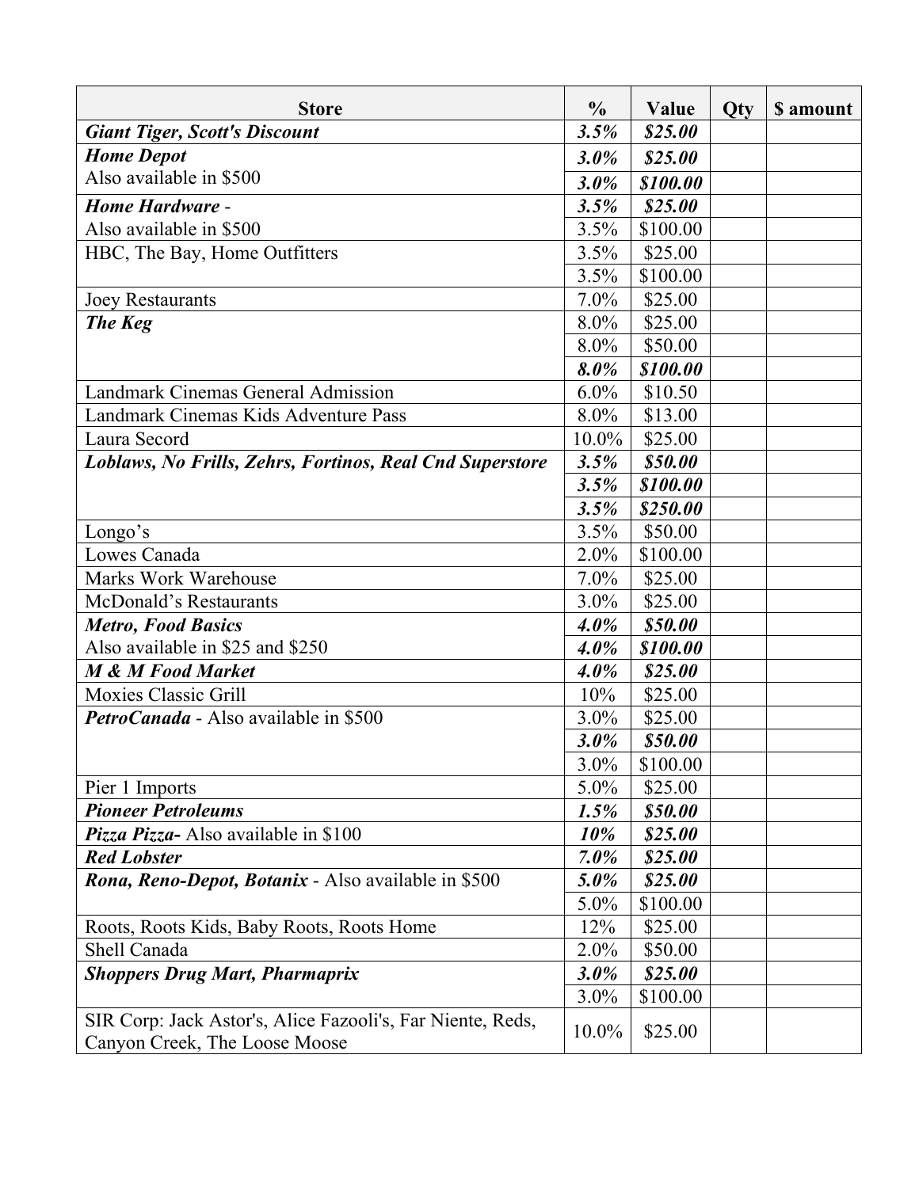| Store | % | Value | Qty | $ amount |
|---|---|---|---|---|
| ***Giant Tiger, Scott's Discount*** | ***3.5%*** | ***$25.00*** | | |
| ***Home Depot*** | ***3.0%*** | ***$25.00*** | | |
| Also available in $500 | ***3.0%*** | ***$100.00*** | | |
| ***Home Hardware*** - | ***3.5%*** | ***$25.00*** | | |
| Also available in $500 | 3.5% | $100.00 | | |
| HBC, The Bay, Home Outfitters | 3.5% | $25.00 | | |
| | 3.5% | $100.00 | | |
| Joey Restaurants | 7.0% | $25.00 | | |
| ***The Keg*** | 8.0% | $25.00 | | |
| | 8.0% | $50.00 | | |
| | ***8.0%*** | ***$100.00*** | | |
| Landmark Cinemas General Admission | 6.0% | $10.50 | | |
| Landmark Cinemas Kids Adventure Pass | 8.0% | $13.00 | | |
| Laura Secord | 10.0% | $25.00 | | |
| ***Loblaws, No Frills, Zehrs, Fortinos, Real Cnd Superstore*** | ***3.5%*** | ***$50.00*** | | |
| | ***3.5%*** | ***$100.00*** | | |
| | ***3.5%*** | ***$250.00*** | | |
| Longo's | 3.5% | $50.00 | | |
| Lowes Canada | 2.0% | $100.00 | | |
| Marks Work Warehouse | 7.0% | $25.00 | | |
| McDonald's Restaurants | 3.0% | $25.00 | | |
| ***Metro, Food Basics*** | ***4.0%*** | ***$50.00*** | | |
| Also available in $25 and $250 | ***4.0%*** | ***$100.00*** | | |
| ***M & M Food Market*** | ***4.0%*** | ***$25.00*** | | |
| Moxies Classic Grill | 10% | $25.00 | | |
| ***PetroCanada*** - Also available in $500 | 3.0% | $25.00 | | |
| | ***3.0%*** | ***$50.00*** | | |
| | 3.0% | $100.00 | | |
| Pier 1 Imports | 5.0% | $25.00 | | |
| ***Pioneer Petroleums*** | ***1.5%*** | ***$50.00*** | | |
| ***Pizza Pizza***- Also available in $100 | ***10%*** | ***$25.00*** | | |
| ***Red Lobster*** | ***7.0%*** | ***$25.00*** | | |
| ***Rona, Reno-Depot, Botanix*** - Also available in $500 | ***5.0%*** | ***$25.00*** | | |
| | 5.0% | $100.00 | | |
| Roots, Roots Kids, Baby Roots, Roots Home | 12% | $25.00 | | |
| Shell Canada | 2.0% | $50.00 | | |
| ***Shoppers Drug Mart, Pharmaprix*** | ***3.0%*** | ***$25.00*** | | |
| | 3.0% | $100.00 | | |
| SIR Corp: Jack Astor's, Alice Fazooli's, Far Niente, Reds, Canyon Creek, The Loose Moose | 10.0% | $25.00 | | |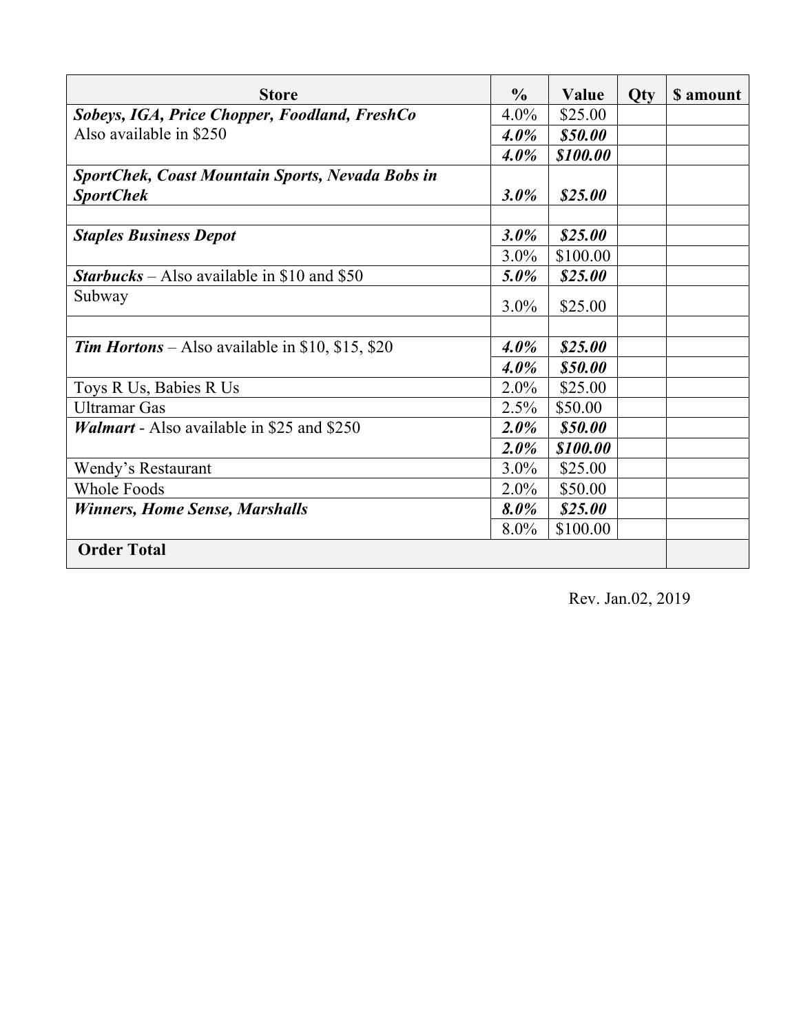| Store | % | Value | Qty | $ amount |
|---|---|---|---|---|
| ***Sobeys, IGA, Price Chopper, Foodland, FreshCo*** Also available in $250 | 4.0% | $25.00 | | |
| | ***4.0%*** | ***$50.00*** | | |
| | ***4.0%*** | ***$100.00*** | | |
| ***SportChek, Coast Mountain Sports, Nevada Bobs in SportChek*** | ***3.0%*** | ***$25.00*** | | |
| | | | | |
| ***Staples Business Depot*** | ***3.0%*** | ***$25.00*** | | |
| | 3.0% | $100.00 | | |
| ***Starbucks*** – Also available in $10 and $50 | ***5.0%*** | ***$25.00*** | | |
| Subway | 3.0% | $25.00 | | |
| | | | | |
| ***Tim Hortons*** – Also available in $10, $15, $20 | ***4.0%*** | ***$25.00*** | | |
| | ***4.0%*** | ***$50.00*** | | |
| Toys R Us, Babies R Us | 2.0% | $25.00 | | |
| Ultramar Gas | 2.5% | $50.00 | | |
| ***Walmart*** - Also available in $25 and $250 | ***2.0%*** | ***$50.00*** | | |
| | ***2.0%*** | ***$100.00*** | | |
| Wendy's Restaurant | 3.0% | $25.00 | | |
| Whole Foods | 2.0% | $50.00 | | |
| ***Winners, Home Sense, Marshalls*** | ***8.0%*** | ***$25.00*** | | |
| | 8.0% | $100.00 | | |
| **Order Total** | | | | |

Rev. Jan.02, 2019